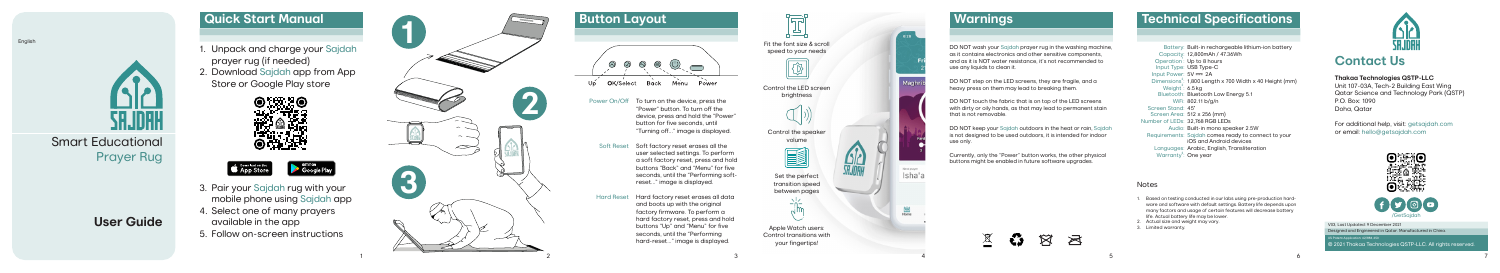English

# SAJDAH

Smart Educational Prayer Rug

**User Guide**

## Quick Start Manual

1. Unpack and charge your Sajdah prayer rug (if needed)
2. Download Sajdah app from App Store or Google Play store
3. Pair your Sajdah rug with your mobile phone using Sajdah app
4. Select one of many prayers available in the app
5. Follow on-screen instructions

## Button Layout

Up | OK/Select | Back | Menu | Power

**Power On/Off** To turn on the device, press the "Power" button. To turn off the device, press and hold the "Power" button for five seconds, until "Turning off..." image is displayed.

**Soft Reset** Soft factory reset erases all the user selected settings. To perform a soft factory reset, press and hold buttons "Back" and "Menu" for five seconds, until the "Performing soft-reset..." image is displayed.

**Hard Reset** Hard factory reset erases all data and boots up with the original factory firmware. To perform a hard factory reset, press and hold buttons "Up" and "Menu" for five seconds, until the "Performing hard-reset..." image is displayed.

Fit the font size & scroll speed to your needs

Control the LED screen brightness

Control the speaker volume

Set the perfect transition speed between pages

Apple Watch users: Control transitions with your fingertips!

## Warnings

DO NOT wash your Sajdah prayer rug in the washing machine, as it contains electronics and other sensitive components, and as it is NOT water resistance, it's not recommended to use any liquids to clean it.

DO NOT step on the LED screens, they are fragile, and a heavy press on them may lead to breaking them.

DO NOT touch the fabric that is on top of the LED screens with dirty or oily hands, as that may lead to permanent stain that is not removable.

DO NOT keep your Sajdah outdoors in the heat or rain, Sajdah is not designed to be used outdoors, it is intended for indoor use only.

Currently, only the "Power" button works, the other physical buttons might be enabled in future software upgrades.

## Technical Specifications

| | |
|---|---|
| Battery | Built-in rechargeable lithium-ion battery |
| Capacity | 12,800mAh / 47.36Wh |
| Operation | Up to 8 hours |
| Input Type | USB Type-C |
| Input Power | 5V ⎓ 2A |
| Dimensions[2] | 1,800 Length x 700 Width x 40 Height (mm) |
| Weight[2] | 6.5kg |
| Bluetooth | Bluetooth Low Energy 5.1 |
| Wifi | 802.11 b/g/n |
| Screen Stand | 45° |
| Screen Area | 512 x 256 (mm) |
| Number of LEDs | 32,768 RGB LEDs |
| Audio | Built-in mono speaker 2.5W |
| Requirements | Sajdah comes ready to connect to your iOS and Android devices |
| Languages | Arabic, English, Transliteration |
| Warranty[3] | One year |

### Notes

1. Based on testing conducted in our labs using pre-production hardware and software with default settings. Battery life depends upon many factors and usage of certain features will decrease battery life. Actual battery life may be lower.
2. Actual size and weight may vary.
3. Limited warranty.

## Contact Us

**Thakaa Technologies QSTP-LLC**
Unit 107-03A, Tech-2 Building East Wing
Qatar Science and Technology Park (QSTP)
P.O. Box: 1090
Doha, Qatar

For additional help, visit: getsajdah.com
or email: hello@getsajdah.com

/GetSajdah

V01. Last Updated: 9 December 2021
Designed and Engineered in Qatar. Manufactured in China.

© 2021 Thakaa Technologies QSTP-LLC. All rights reserved.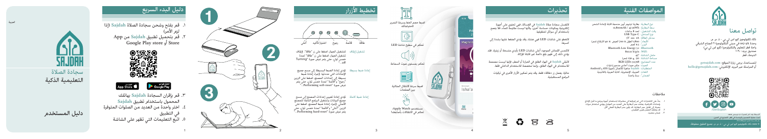# تواصل معنا

ذكاء تكنولوجيز إنك إل ال سي - ش. ذ. م. م.
وحدة 107-A في مبنى "مكتسبات" (مجمع التعليم والتكنولوجيا) في الجانب الشرقي
واحة قطر للعلوم والتكنولوجيا (كيو إس تي بي)
صندوق بريد: 1008
الدوحة، قطر

للمساعدة، يرجى زيارة الموقع: getsajdah.com
أو المراسلة عبر البريد الإلكتروني: hello@getsajdah.com

/GetSajdah

السجادة هو اسم تجاري مسجل لصالح ذكاء تكنولوجيز
جميع الحقوق محفوظة. © 2024 ذكاء تكنولوجيز إنك إل ال سي - ش. ذ. م. م.

## المواصفات الفنية

- نوع البطارية: بطارية ليثيوم أيون مدمجة قابلة لإعادة الشحن
- سعة البطارية: 47.52Wh، 13,200mAh
- وقت التشغيل: 8 ساعات
- نوع المدخل: USB Type-C
- مدخل الطاقة: 5V ⎓ 2A
- الأبعاد: 120 سم (الطول) × 70 سم (العرض) × 1 سم (الارتفاع)
- الوزن: 4.5 كجم
- البلوتوث: Bluetooth Low Energy 5.2
- واي فاي: 802.11 b/g/n
- حامل الشاشة: 45°
- دقة الشاشة: 7 بوصة
- مستشعرات الضغط: 32 × 32
- عدد المستشعرات: 32,768
- مصابيح RGB LED: 126
- الصوت: مكبر صوت أحادي مدمج بقوة 2 واط
- التطبيقات: تطبيق Sajdah مخصص لأجهزة iOS و Android
- اللغات: العربية، الإنجليزية، الفرنسية، الإندونيسية، الأوردية، التركية
- الضمان: سنة واحدة

### ملاحظات

1. بناءً على الاختبارات التي تم إجراؤها في مختبراتنا باستخدام أجهزة ومواد ما قبل الإنتاج (النماذج الأولية)، يختلف عمر البطارية وفقاً لعدة عوامل بما في ذلك نوع الاستخدام وقوة إشارة الشبكة اللاسلكية والإعدادات وعوامل أخرى. تقل سعة البطارية مع الوقت والاستخدام.
2. سيقل العمر الافتراضي للبطارية مع الاستخدام.
3. قابل للتغيير.

## تحذيرات

لا تغسل سجادة صلاة Sajdah في الغسالة، فهي تحتوي على أجهزة إلكترونية ومكونات حساسة أخرى، وإنها ليست مقاومة للماء. فلا ينصح باستخدامها في أي سوائل لتنظيفها.

لا تضغط على شاشات LED في أي شيء، فقد يؤدي الضغط عليها بشدة إلى كسرها.

لا تلمس الشاشات الموجودة على شاشات LED بأيدٍ متسخة أو رطبة، فقد يؤدي ذلك إلى ظهور بقع دائماً غير قابلة للإزالة.

لا تترك Sajdah في الهواء الطلق في الحرارة أو المطر، فإنها ليست مصممة للاستخدام في الهواء الطلق، وإنما مخصصة للاستخدام الداخلي فقط.

حالياً، يعمل زر طاقة، فقد يؤدي تمكين الأزرار الأخرى في ترقيات البرامج المستقبلية.

## تخطيط الأزرار

طاقة · قائمة · رجوع · اختيار/تأكيد · أعلى · أسفل

**تشغيل/إيقاف**
لتشغيل الجهاز، اضغط على زر "طاقة". لإيقاف تشغيل الجهاز، اضغط على زر "طاقة" لمدة خمس ثوانٍ، على يتم عرض صورة "Turning off".

**إعادة ضبط بسيطة**
تؤدي إعادة الضبط البسيطة إلى مسح جميع الإعدادات التي حددتها لإجراء إعادة ضبط بسيطة إلى إعدادات المصنع، اضغط على الزرين "رجوع" و"قائمة" لمدة خمس ثوانٍ، حتى يتم عرض صورة "Performing soft-reset".

**إعادة ضبط كاملة**
تؤدي إعادة تعيين إعدادات المصنع إلى مسح جميع البيانات وتشغيل البرامج الثابتة للمصنع الأصلي. لإجراء إعادة ضبط المصنع، اضغط على الزرين "أعلى" و"قائمة" لمدة خمس ثوانٍ، حتى يتم عرض صورة "Performing hard-reset".

اضبط حجم الخط وسرعة التمرير لاحتياجاتك

تحكم في سطوع شاشة LED

تحكم بمستوى صوت السماعة

اضبط سرعة الانتقال المثالية بين الصفحات

مستخدم Apple Watch؟ تحكم في الانتقالات بأساور!

## دليل البدء السريع

1. قم بفتح وشحن سجادة الصلاة Sajdah (إذا لزم الأمر)
2. قم بتحميل تطبيق Sajdah من App Store أو Google Play store
3. قم بإقران السجادة Sajdah بهاتفك المحمول باستخدام تطبيق Sajdah
4. اختر واحدة من العديد من الصلوات المتوفرة في التطبيق
5. اتبع التعليمات التي تظهر على الشاشة

العربية

سجادة الصلاة
التعليمية الذكية

دليل المستخدم